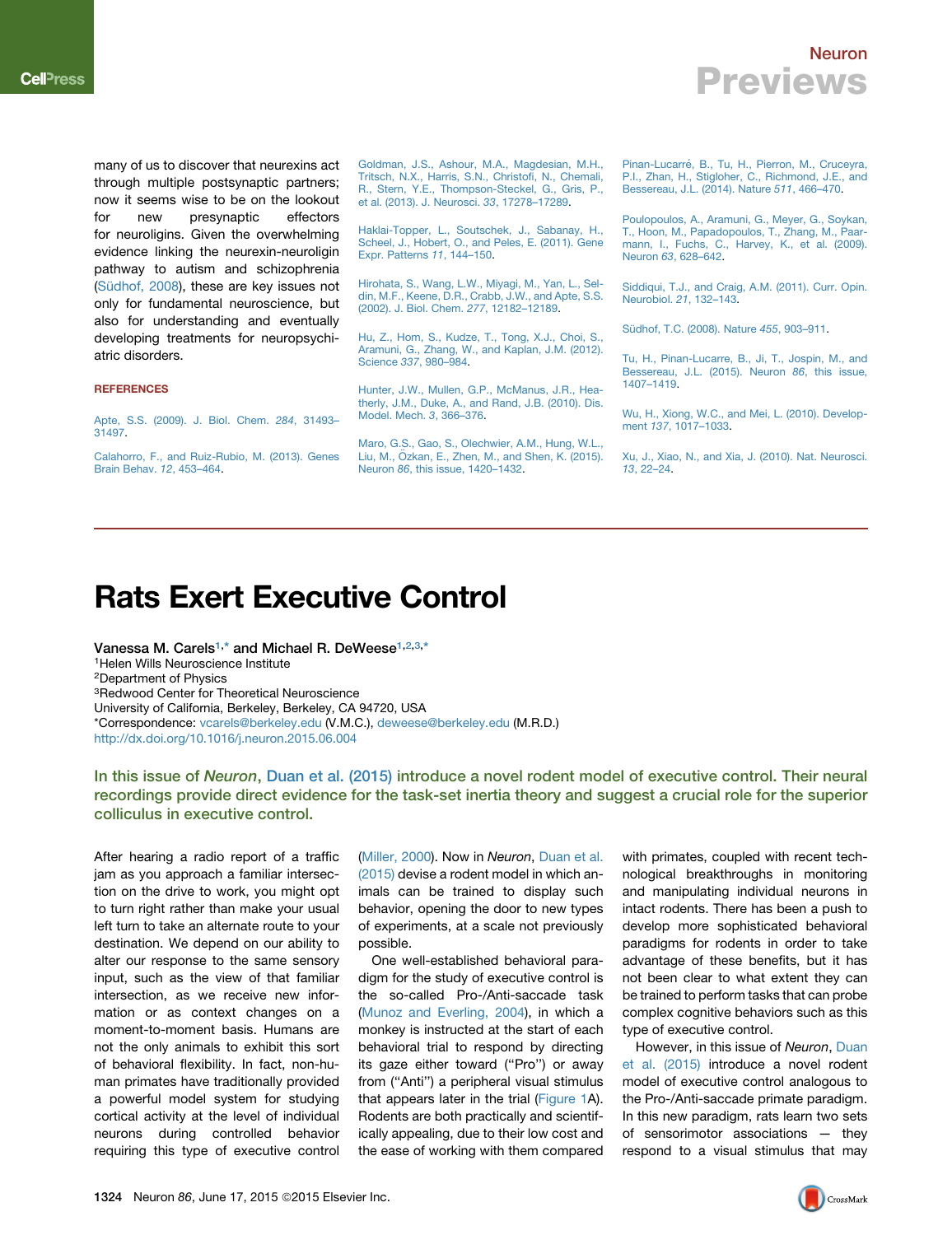many of us to discover that neurexins act through multiple postsynaptic partners; now it seems wise to be on the lookout for new presynaptic effectors for neuroligins. Given the overwhelming evidence linking the neurexin-neuroligin pathway to autism and schizophrenia (Südhof, 2008), these are key issues not only for fundamental neuroscience, but also for understanding and eventually developing treatments for neuropsychiatric disorders.

## REFERENCES

Apte, S.S. (2009). J. Biol. Chem. *284*, 31493–31497.

Calahorro, F., and Ruiz-Rubio, M. (2013). Genes Brain Behav. *12*, 453–464.

Goldman, J.S., Ashour, M.A., Magdesian, M.H., Tritsch, N.X., Harris, S.N., Christofi, N., Chemali, R., Stern, Y.E., Thompson-Steckel, G., Gris, P., et al. (2013). J. Neurosci. *33*, 17278–17289.

Haklai-Topper, L., Soutschek, J., Sabanay, H., Scheel, J., Hobert, O., and Peles, E. (2011). Gene Expr. Patterns *11*, 144–150.

Hirohata, S., Wang, L.W., Miyagi, M., Yan, L., Seldin, M.F., Keene, D.R., Crabb, J.W., and Apte, S.S. (2002). J. Biol. Chem. *277*, 12182–12189.

Hu, Z., Hom, S., Kudze, T., Tong, X.J., Choi, S., Aramuni, G., Zhang, W., and Kaplan, J.M. (2012). Science *337*, 980–984.

Hunter, J.W., Mullen, G.P., McManus, J.R., Heatherly, J.M., Duke, A., and Rand, J.B. (2010). Dis. Model. Mech. *3*, 366–376.

Maro, G.S., Gao, S., Olechwier, A.M., Hung, W.L., Liu, M., Özkan, E., Zhen, M., and Shen, K. (2015). Neuron *86*, this issue, 1420–1432.

Pinan-Lucarré, B., Tu, H., Pierron, M., Cruceyra, P.I., Zhan, H., Stigloher, C., Richmond, J.E., and Bessereau, J.L. (2014). Nature *511*, 466–470.

Poulopoulos, A., Aramuni, G., Meyer, G., Soykan, T., Hoon, M., Papadopoulos, T., Zhang, M., Paarmann, I., Fuchs, C., Harvey, K., et al. (2009). Neuron *63*, 628–642.

Siddiqui, T.J., and Craig, A.M. (2011). Curr. Opin. Neurobiol. *21*, 132–143.

Südhof, T.C. (2008). Nature *455*, 903–911.

Tu, H., Pinan-Lucarre, B., Ji, T., Jospin, M., and Bessereau, J.L. (2015). Neuron *86*, this issue, 1407–1419.

Wu, H., Xiong, W.C., and Mei, L. (2010). Development *137*, 1017–1033.

Xu, J., Xiao, N., and Xia, J. (2010). Nat. Neurosci. *13*, 22–24.

---

# Rats Exert Executive Control

**Vanessa M. Carels[1,*] and Michael R. DeWeese[1,2,3,*]**

[1]Helen Wills Neuroscience Institute
[2]Department of Physics
[3]Redwood Center for Theoretical Neuroscience
University of California, Berkeley, Berkeley, CA 94720, USA
*Correspondence: vcarels@berkeley.edu (V.M.C.), deweese@berkeley.edu (M.R.D.)
http://dx.doi.org/10.1016/j.neuron.2015.06.004

**In this issue of *Neuron*, Duan et al. (2015) introduce a novel rodent model of executive control. Their neural recordings provide direct evidence for the task-set inertia theory and suggest a crucial role for the superior colliculus in executive control.**

After hearing a radio report of a traffic jam as you approach a familiar intersection on the drive to work, you might opt to turn right rather than make your usual left turn to take an alternate route to your destination. We depend on our ability to alter our response to the same sensory input, such as the view of that familiar intersection, as we receive new information or as context changes on a moment-to-moment basis. Humans are not the only animals to exhibit this sort of behavioral flexibility. In fact, non-human primates have traditionally provided a powerful model system for studying cortical activity at the level of individual neurons during controlled behavior requiring this type of executive control (Miller, 2000). Now in *Neuron*, Duan et al. (2015) devise a rodent model in which animals can be trained to display such behavior, opening the door to new types of experiments, at a scale not previously possible.

One well-established behavioral paradigm for the study of executive control is the so-called Pro-/Anti-saccade task (Munoz and Everling, 2004), in which a monkey is instructed at the start of each behavioral trial to respond by directing its gaze either toward ("Pro") or away from ("Anti") a peripheral visual stimulus that appears later in the trial (Figure 1A). Rodents are both practically and scientifically appealing, due to their low cost and the ease of working with them compared with primates, coupled with recent technological breakthroughs in monitoring and manipulating individual neurons in intact rodents. There has been a push to develop more sophisticated behavioral paradigms for rodents in order to take advantage of these benefits, but it has not been clear to what extent they can be trained to perform tasks that can probe complex cognitive behaviors such as this type of executive control.

However, in this issue of *Neuron*, Duan et al. (2015) introduce a novel rodent model of executive control analogous to the Pro-/Anti-saccade primate paradigm. In this new paradigm, rats learn two sets of sensorimotor associations — they respond to a visual stimulus that may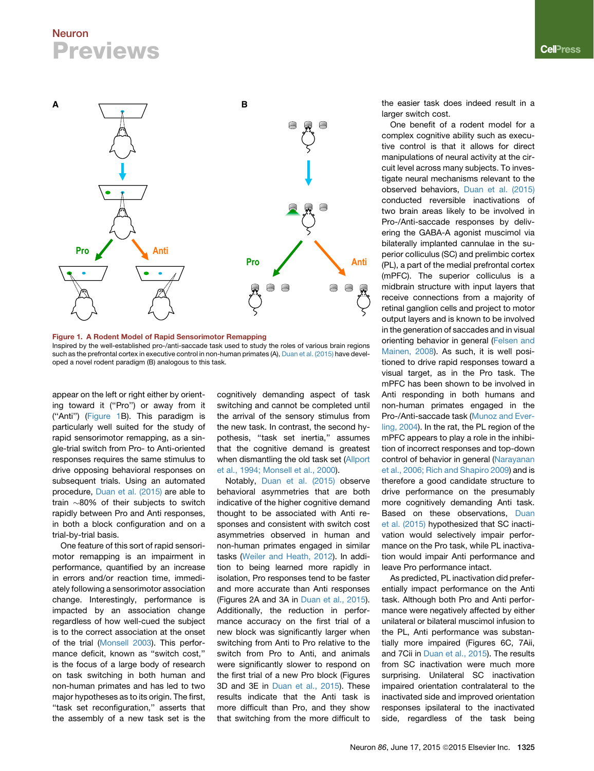**Figure 1. A Rodent Model of Rapid Sensorimotor Remapping**
Inspired by the well-established pro-/anti-saccade task used to study the roles of various brain regions such as the prefrontal cortex in executive control in non-human primates (A), Duan et al. (2015) have developed a novel rodent paradigm (B) analogous to this task.

appear on the left or right either by orienting toward it ("Pro") or away from it ("Anti") (Figure 1B). This paradigm is particularly well suited for the study of rapid sensorimotor remapping, as a single-trial switch from Pro- to Anti-oriented responses requires the same stimulus to drive opposing behavioral responses on subsequent trials. Using an automated procedure, Duan et al. (2015) are able to train ~80% of their subjects to switch rapidly between Pro and Anti responses, in both a block configuration and on a trial-by-trial basis.

One feature of this sort of rapid sensorimotor remapping is an impairment in performance, quantified by an increase in errors and/or reaction time, immediately following a sensorimotor association change. Interestingly, performance is impacted by an association change regardless of how well-cued the subject is to the correct association at the onset of the trial (Monsell 2003). This performance deficit, known as "switch cost," is the focus of a large body of research on task switching in both human and non-human primates and has led to two major hypotheses as to its origin. The first, "task set reconfiguration," asserts that the assembly of a new task set is the cognitively demanding aspect of task switching and cannot be completed until the arrival of the sensory stimulus from the new task. In contrast, the second hypothesis, "task set inertia," assumes that the cognitive demand is greatest when dismantling the old task set (Allport et al., 1994; Monsell et al., 2000).

Notably, Duan et al. (2015) observe behavioral asymmetries that are both indicative of the higher cognitive demand thought to be associated with Anti responses and consistent with switch cost asymmetries observed in human and non-human primates engaged in similar tasks (Weiler and Heath, 2012). In addition to being learned more rapidly in isolation, Pro responses tend to be faster and more accurate than Anti responses (Figures 2A and 3A in Duan et al., 2015). Additionally, the reduction in performance accuracy on the first trial of a new block was significantly larger when switching from Anti to Pro relative to the switch from Pro to Anti, and animals were significantly slower to respond on the first trial of a new Pro block (Figures 3D and 3E in Duan et al., 2015). These results indicate that the Anti task is more difficult than Pro, and they show that switching from the more difficult to the easier task does indeed result in a larger switch cost.

One benefit of a rodent model for a complex cognitive ability such as executive control is that it allows for direct manipulations of neural activity at the circuit level across many subjects. To investigate neural mechanisms relevant to the observed behaviors, Duan et al. (2015) conducted reversible inactivations of two brain areas likely to be involved in Pro-/Anti-saccade responses by delivering the GABA-A agonist muscimol via bilaterally implanted cannulae in the superior colliculus (SC) and prelimbic cortex (PL), a part of the medial prefrontal cortex (mPFC). The superior colliculus is a midbrain structure with input layers that receive connections from a majority of retinal ganglion cells and project to motor output layers and is known to be involved in the generation of saccades and in visual orienting behavior in general (Felsen and Mainen, 2008). As such, it is well positioned to drive rapid responses toward a visual target, as in the Pro task. The mPFC has been shown to be involved in Anti responding in both humans and non-human primates engaged in the Pro-/Anti-saccade task (Munoz and Everling, 2004). In the rat, the PL region of the mPFC appears to play a role in the inhibition of incorrect responses and top-down control of behavior in general (Narayanan et al., 2006; Rich and Shapiro 2009) and is therefore a good candidate structure to drive performance on the presumably more cognitively demanding Anti task. Based on these observations, Duan et al. (2015) hypothesized that SC inactivation would selectively impair performance on the Pro task, while PL inactivation would impair Anti performance and leave Pro performance intact.

As predicted, PL inactivation did preferentially impact performance on the Anti task. Although both Pro and Anti performance were negatively affected by either unilateral or bilateral muscimol infusion to the PL, Anti performance was substantially more impaired (Figures 6C, 7Aii, and 7Cii in Duan et al., 2015). The results from SC inactivation were much more surprising. Unilateral SC inactivation impaired orientation contralateral to the inactivated side and improved orientation responses ipsilateral to the inactivated side, regardless of the task being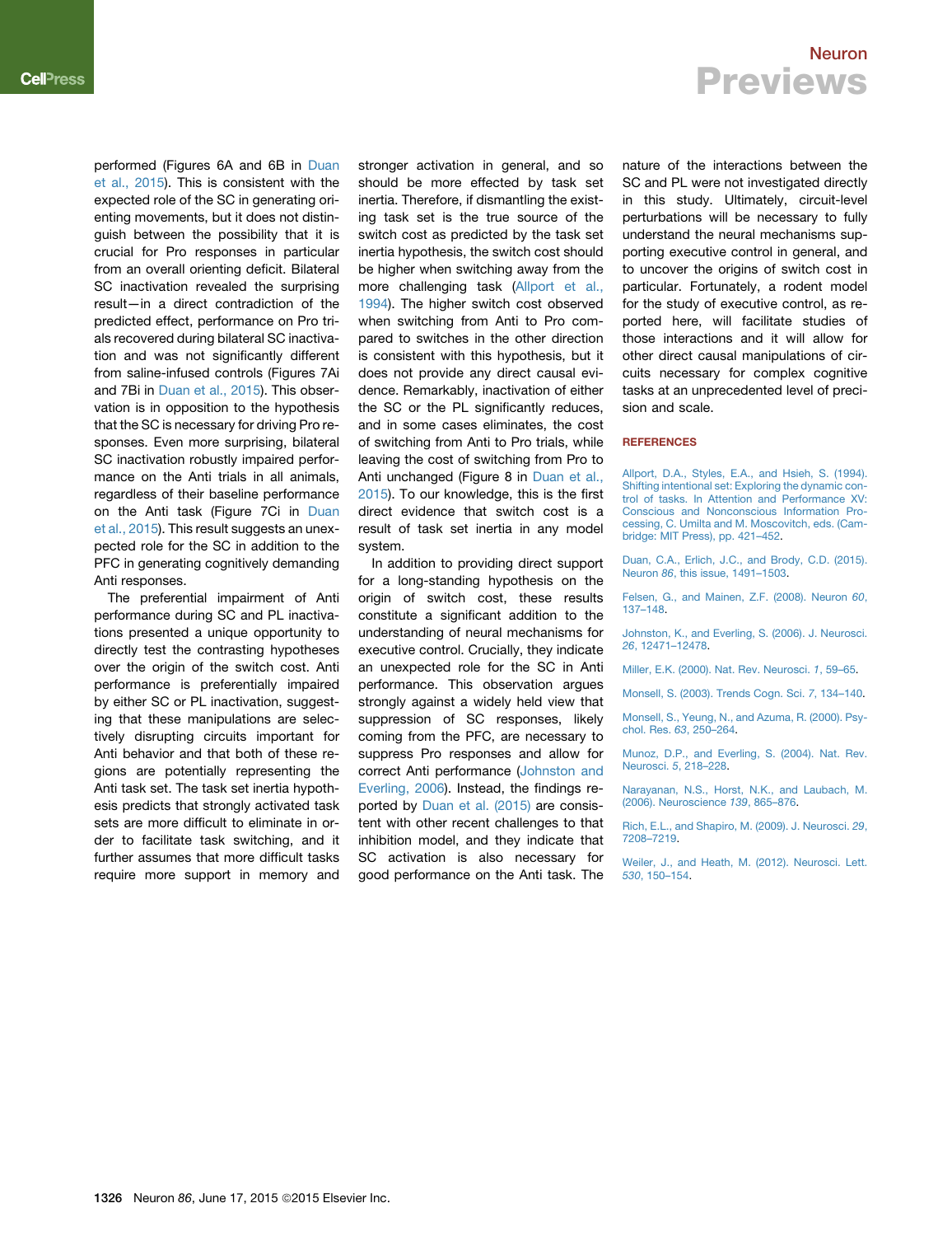performed (Figures 6A and 6B in Duan et al., 2015). This is consistent with the expected role of the SC in generating orienting movements, but it does not distinguish between the possibility that it is crucial for Pro responses in particular from an overall orienting deficit. Bilateral SC inactivation revealed the surprising result—in a direct contradiction of the predicted effect, performance on Pro trials recovered during bilateral SC inactivation and was not significantly different from saline-infused controls (Figures 7Ai and 7Bi in Duan et al., 2015). This observation is in opposition to the hypothesis that the SC is necessary for driving Pro responses. Even more surprising, bilateral SC inactivation robustly impaired performance on the Anti trials in all animals, regardless of their baseline performance on the Anti task (Figure 7Ci in Duan et al., 2015). This result suggests an unexpected role for the SC in addition to the PFC in generating cognitively demanding Anti responses.

The preferential impairment of Anti performance during SC and PL inactivations presented a unique opportunity to directly test the contrasting hypotheses over the origin of the switch cost. Anti performance is preferentially impaired by either SC or PL inactivation, suggesting that these manipulations are selectively disrupting circuits important for Anti behavior and that both of these regions are potentially representing the Anti task set. The task set inertia hypothesis predicts that strongly activated task sets are more difficult to eliminate in order to facilitate task switching, and it further assumes that more difficult tasks require more support in memory and stronger activation in general, and so should be more effected by task set inertia. Therefore, if dismantling the existing task set is the true source of the switch cost as predicted by the task set inertia hypothesis, the switch cost should be higher when switching away from the more challenging task (Allport et al., 1994). The higher switch cost observed when switching from Anti to Pro compared to switches in the other direction is consistent with this hypothesis, but it does not provide any direct causal evidence. Remarkably, inactivation of either the SC or the PL significantly reduces, and in some cases eliminates, the cost of switching from Anti to Pro trials, while leaving the cost of switching from Pro to Anti unchanged (Figure 8 in Duan et al., 2015). To our knowledge, this is the first direct evidence that switch cost is a result of task set inertia in any model system.

In addition to providing direct support for a long-standing hypothesis on the origin of switch cost, these results constitute a significant addition to the understanding of neural mechanisms for executive control. Crucially, they indicate an unexpected role for the SC in Anti performance. This observation argues strongly against a widely held view that suppression of SC responses, likely coming from the PFC, are necessary to suppress Pro responses and allow for correct Anti performance (Johnston and Everling, 2006). Instead, the findings reported by Duan et al. (2015) are consistent with other recent challenges to that inhibition model, and they indicate that SC activation is also necessary for good performance on the Anti task. The nature of the interactions between the SC and PL were not investigated directly in this study. Ultimately, circuit-level perturbations will be necessary to fully understand the neural mechanisms supporting executive control in general, and to uncover the origins of switch cost in particular. Fortunately, a rodent model for the study of executive control, as reported here, will facilitate studies of those interactions and it will allow for other direct causal manipulations of circuits necessary for complex cognitive tasks at an unprecedented level of precision and scale.

## REFERENCES

Allport, D.A., Styles, E.A., and Hsieh, S. (1994). Shifting intentional set: Exploring the dynamic control of tasks. In Attention and Performance XV: Conscious and Nonconscious Information Processing, C. Umilta and M. Moscovitch, eds. (Cambridge: MIT Press), pp. 421–452.

Duan, C.A., Erlich, J.C., and Brody, C.D. (2015). Neuron *86*, this issue, 1491–1503.

Felsen, G., and Mainen, Z.F. (2008). Neuron *60*, 137–148.

Johnston, K., and Everling, S. (2006). J. Neurosci. *26*, 12471–12478.

Miller, E.K. (2000). Nat. Rev. Neurosci. *1*, 59–65.

Monsell, S. (2003). Trends Cogn. Sci. *7*, 134–140.

Monsell, S., Yeung, N., and Azuma, R. (2000). Psychol. Res. *63*, 250–264.

Munoz, D.P., and Everling, S. (2004). Nat. Rev. Neurosci. *5*, 218–228.

Narayanan, N.S., Horst, N.K., and Laubach, M. (2006). Neuroscience *139*, 865–876.

Rich, E.L., and Shapiro, M. (2009). J. Neurosci. *29*, 7208–7219.

Weiler, J., and Heath, M. (2012). Neurosci. Lett. *530*, 150–154.